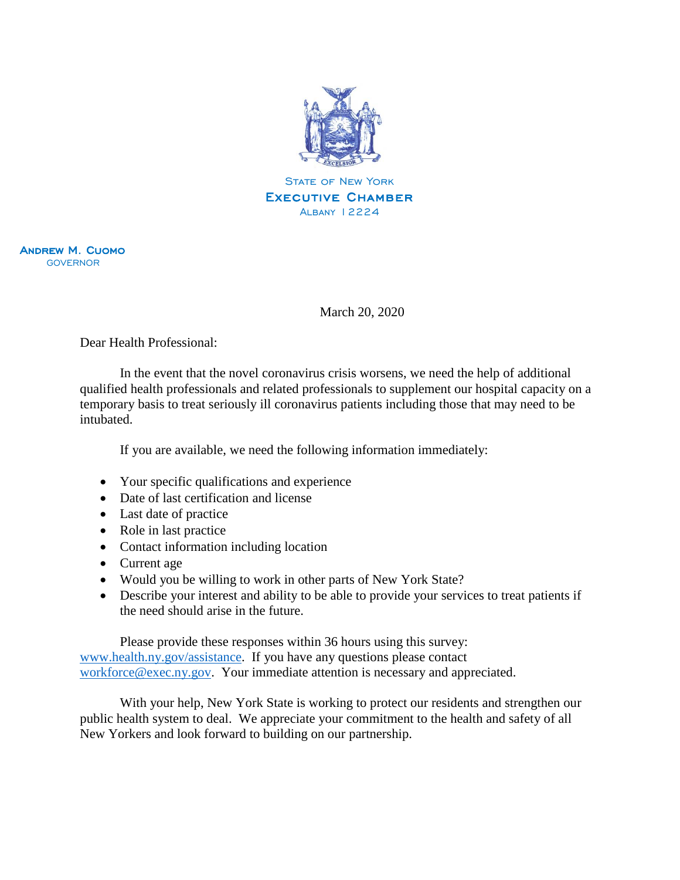STATE OF NEW YORK
EXECUTIVE CHAMBER
ALBANY 12224

ANDREW M. CUOMO
GOVERNOR

March 20, 2020

Dear Health Professional:

In the event that the novel coronavirus crisis worsens, we need the help of additional qualified health professionals and related professionals to supplement our hospital capacity on a temporary basis to treat seriously ill coronavirus patients including those that may need to be intubated.

If you are available, we need the following information immediately:

- Your specific qualifications and experience
- Date of last certification and license
- Last date of practice
- Role in last practice
- Contact information including location
- Current age
- Would you be willing to work in other parts of New York State?
- Describe your interest and ability to be able to provide your services to treat patients if the need should arise in the future.

Please provide these responses within 36 hours using this survey: www.health.ny.gov/assistance. If you have any questions please contact workforce@exec.ny.gov. Your immediate attention is necessary and appreciated.

With your help, New York State is working to protect our residents and strengthen our public health system to deal. We appreciate your commitment to the health and safety of all New Yorkers and look forward to building on our partnership.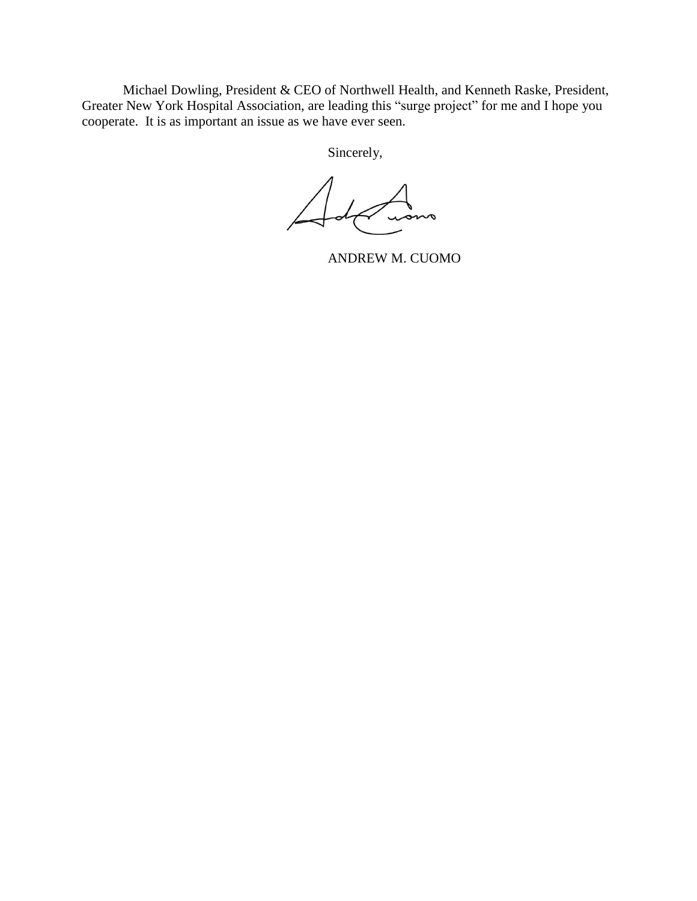Michael Dowling, President & CEO of Northwell Health, and Kenneth Raske, President, Greater New York Hospital Association, are leading this "surge project" for me and I hope you cooperate. It is as important an issue as we have ever seen.

Sincerely,

ANDREW M. CUOMO